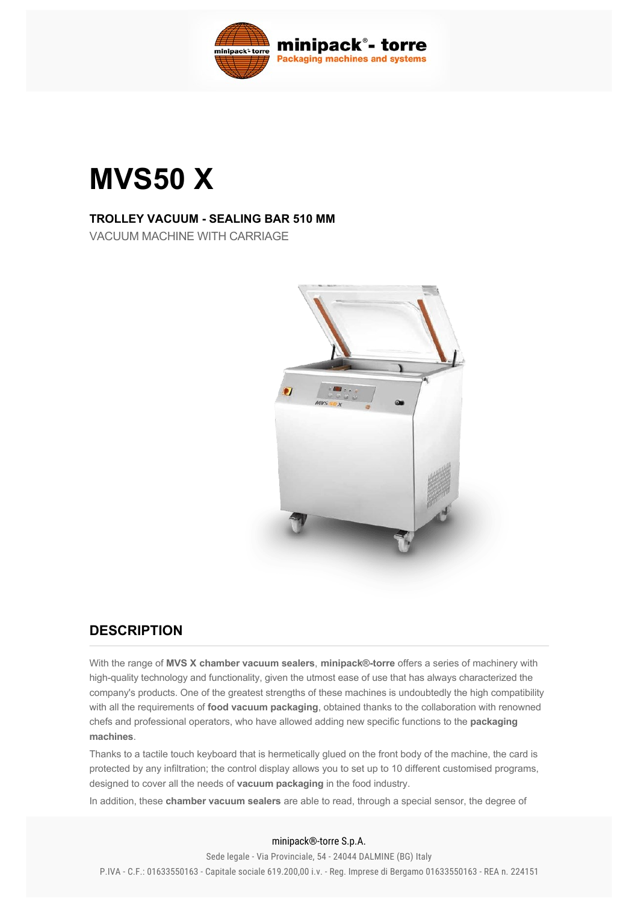# MVS50 X

**TROLLEY VACUUM - SEALING BAR 510 MM**

VACUUM MACHINE WITH CARRIAGE

## DESCRIPTION

With the range of **MVS X chamber vacuum sealers**, **minipack®-torre** offers a series of machinery with high-quality technology and functionality, given the utmost ease of use that has always characterized the company's products. One of the greatest strengths of these machines is undoubtedly the high compatibility with all the requirements of **food vacuum packaging**, obtained thanks to the collaboration with renowned chefs and professional operators, who have allowed adding new specific functions to the **packaging machines**.

Thanks to a tactile touch keyboard that is hermetically glued on the front body of the machine, the card is protected by any infiltration; the control display allows you to set up to 10 different customised programs, designed to cover all the needs of **vacuum packaging** in the food industry.

In addition, these **chamber vacuum sealers** are able to read, through a special sensor, the degree of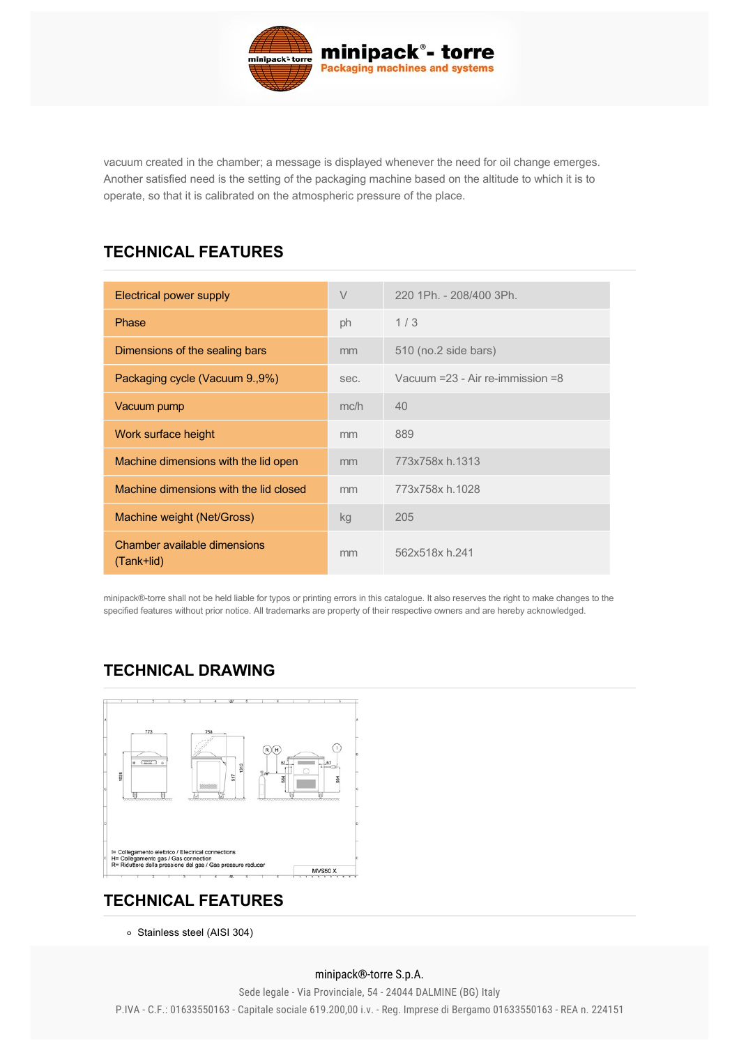vacuum created in the chamber; a message is displayed whenever the need for oil change emerges. Another satisfied need is the setting of the packaging machine based on the altitude to which it is to operate, so that it is calibrated on the atmospheric pressure of the place.

## TECHNICAL FEATURES

| | | |
|---|---|---|
| Electrical power supply | V | 220 1Ph. - 208/400 3Ph. |
| Phase | ph | 1 / 3 |
| Dimensions of the sealing bars | mm | 510 (no.2 side bars) |
| Packaging cycle (Vacuum 9.,9%) | sec. | Vacuum =23 - Air re-immission =8 |
| Vacuum pump | mc/h | 40 |
| Work surface height | mm | 889 |
| Machine dimensions with the lid open | mm | 773x758x h.1313 |
| Machine dimensions with the lid closed | mm | 773x758x h.1028 |
| Machine weight (Net/Gross) | kg | 205 |
| Chamber available dimensions (Tank+lid) | mm | 562x518x h.241 |

minipack®-torre shall not be held liable for typos or printing errors in this catalogue. It also reserves the right to make changes to the specified features without prior notice. All trademarks are property of their respective owners and are hereby acknowledged.

## TECHNICAL DRAWING

I= Collegamento elettrico / Electrical connections
H= Collegamento gas / Gas connection
R= Riduttore della pressione del gas / Gas pressure reducer

MVS50 X

## TECHNICAL FEATURES

- Stainless steel (AISI 304)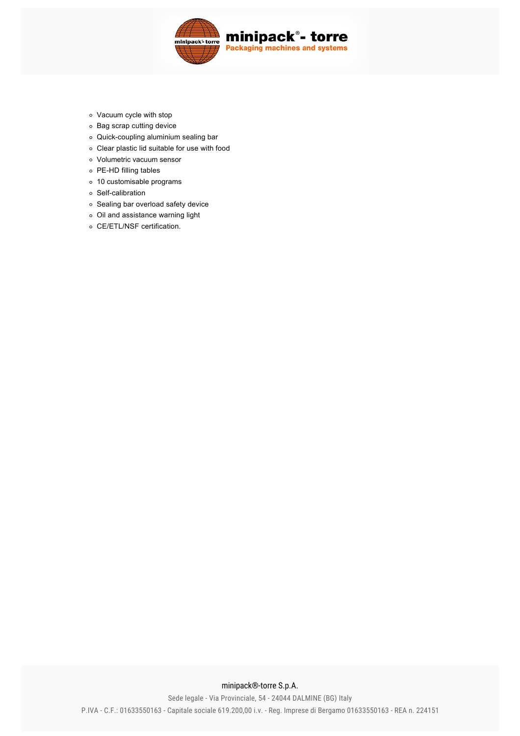- Vacuum cycle with stop
- Bag scrap cutting device
- Quick-coupling aluminium sealing bar
- Clear plastic lid suitable for use with food
- Volumetric vacuum sensor
- PE-HD filling tables
- 10 customisable programs
- Self-calibration
- Sealing bar overload safety device
- Oil and assistance warning light
- CE/ETL/NSF certification.